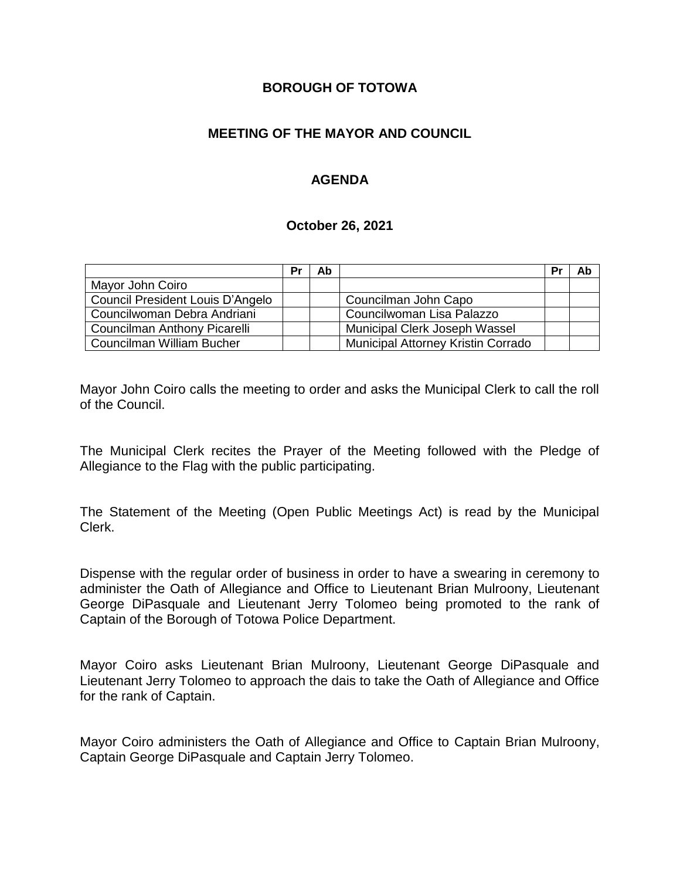**BOROUGH OF TOTOWA**

**MEETING OF THE MAYOR AND COUNCIL**

**AGENDA**

**October 26, 2021**

| | Pr | Ab | | Pr | Ab |
|---|---|---|---|---|---|
| Mayor John Coiro | | | | | |
| Council President Louis D'Angelo | | | Councilman John Capo | | |
| Councilwoman Debra Andriani | | | Councilwoman Lisa Palazzo | | |
| Councilman Anthony Picarelli | | | Municipal Clerk Joseph Wassel | | |
| Councilman William Bucher | | | Municipal Attorney Kristin Corrado | | |

Mayor John Coiro calls the meeting to order and asks the Municipal Clerk to call the roll of the Council.

The Municipal Clerk recites the Prayer of the Meeting followed with the Pledge of Allegiance to the Flag with the public participating.

The Statement of the Meeting (Open Public Meetings Act) is read by the Municipal Clerk.

Dispense with the regular order of business in order to have a swearing in ceremony to administer the Oath of Allegiance and Office to Lieutenant Brian Mulroony, Lieutenant George DiPasquale and Lieutenant Jerry Tolomeo being promoted to the rank of Captain of the Borough of Totowa Police Department.

Mayor Coiro asks Lieutenant Brian Mulroony, Lieutenant George DiPasquale and Lieutenant Jerry Tolomeo to approach the dais to take the Oath of Allegiance and Office for the rank of Captain.

Mayor Coiro administers the Oath of Allegiance and Office to Captain Brian Mulroony, Captain George DiPasquale and Captain Jerry Tolomeo.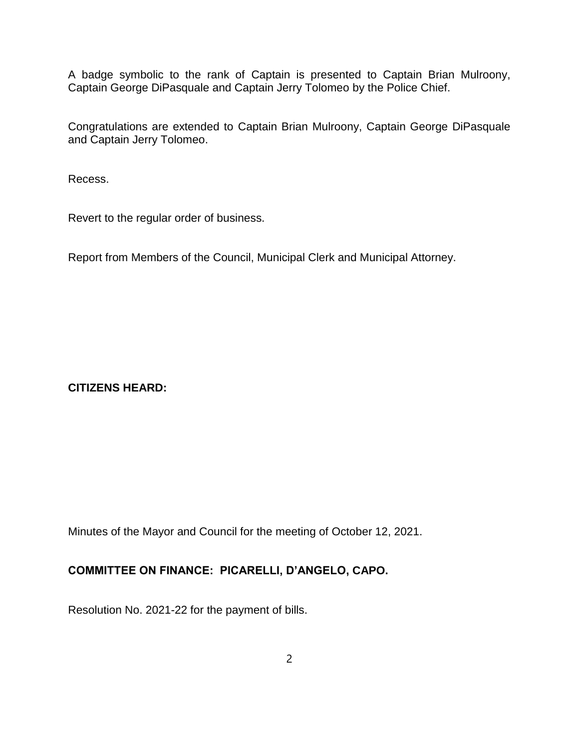A badge symbolic to the rank of Captain is presented to Captain Brian Mulroony, Captain George DiPasquale and Captain Jerry Tolomeo by the Police Chief.

Congratulations are extended to Captain Brian Mulroony, Captain George DiPasquale and Captain Jerry Tolomeo.

Recess.

Revert to the regular order of business.

Report from Members of the Council, Municipal Clerk and Municipal Attorney.

**CITIZENS HEARD:**

Minutes of the Mayor and Council for the meeting of October 12, 2021.

**COMMITTEE ON FINANCE: PICARELLI, D'ANGELO, CAPO.**

Resolution No. 2021-22 for the payment of bills.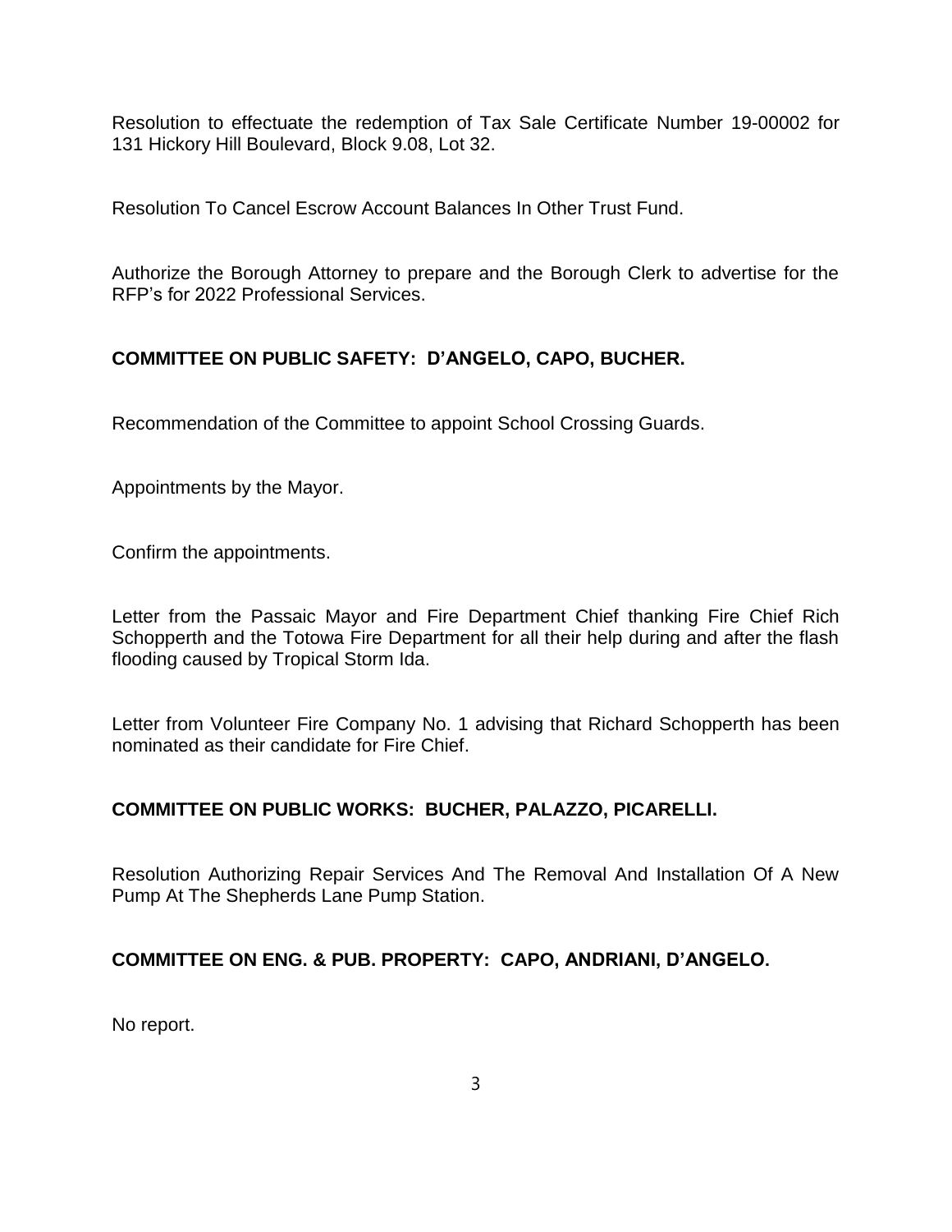Resolution to effectuate the redemption of Tax Sale Certificate Number 19-00002 for 131 Hickory Hill Boulevard, Block 9.08, Lot 32.

Resolution To Cancel Escrow Account Balances In Other Trust Fund.

Authorize the Borough Attorney to prepare and the Borough Clerk to advertise for the RFP's for 2022 Professional Services.

**COMMITTEE ON PUBLIC SAFETY: D'ANGELO, CAPO, BUCHER.**

Recommendation of the Committee to appoint School Crossing Guards.

Appointments by the Mayor.

Confirm the appointments.

Letter from the Passaic Mayor and Fire Department Chief thanking Fire Chief Rich Schopperth and the Totowa Fire Department for all their help during and after the flash flooding caused by Tropical Storm Ida.

Letter from Volunteer Fire Company No. 1 advising that Richard Schopperth has been nominated as their candidate for Fire Chief.

**COMMITTEE ON PUBLIC WORKS: BUCHER, PALAZZO, PICARELLI.**

Resolution Authorizing Repair Services And The Removal And Installation Of A New Pump At The Shepherds Lane Pump Station.

**COMMITTEE ON ENG. & PUB. PROPERTY: CAPO, ANDRIANI, D'ANGELO.**

No report.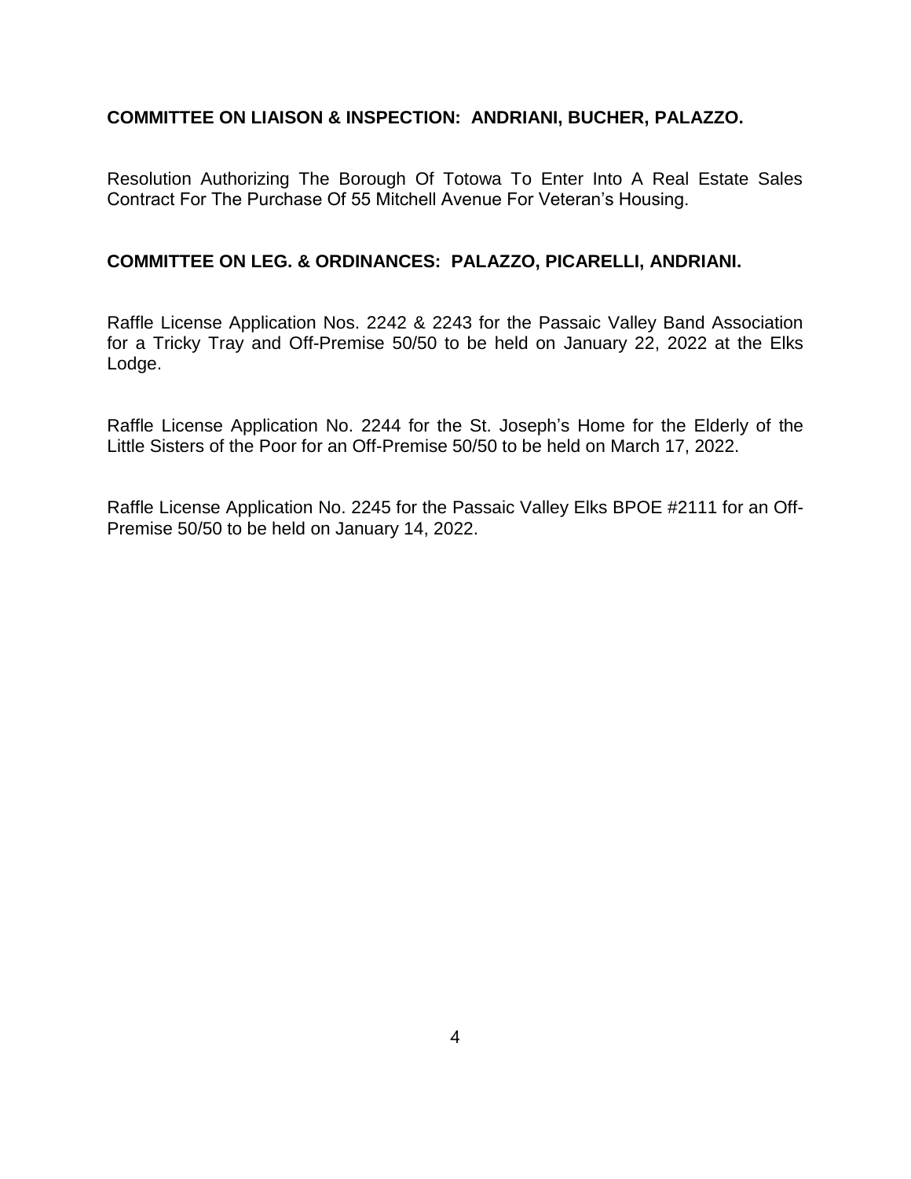**COMMITTEE ON LIAISON & INSPECTION: ANDRIANI, BUCHER, PALAZZO.**

Resolution Authorizing The Borough Of Totowa To Enter Into A Real Estate Sales Contract For The Purchase Of 55 Mitchell Avenue For Veteran's Housing.

**COMMITTEE ON LEG. & ORDINANCES: PALAZZO, PICARELLI, ANDRIANI.**

Raffle License Application Nos. 2242 & 2243 for the Passaic Valley Band Association for a Tricky Tray and Off-Premise 50/50 to be held on January 22, 2022 at the Elks Lodge.

Raffle License Application No. 2244 for the St. Joseph's Home for the Elderly of the Little Sisters of the Poor for an Off-Premise 50/50 to be held on March 17, 2022.

Raffle License Application No. 2245 for the Passaic Valley Elks BPOE #2111 for an Off-Premise 50/50 to be held on January 14, 2022.